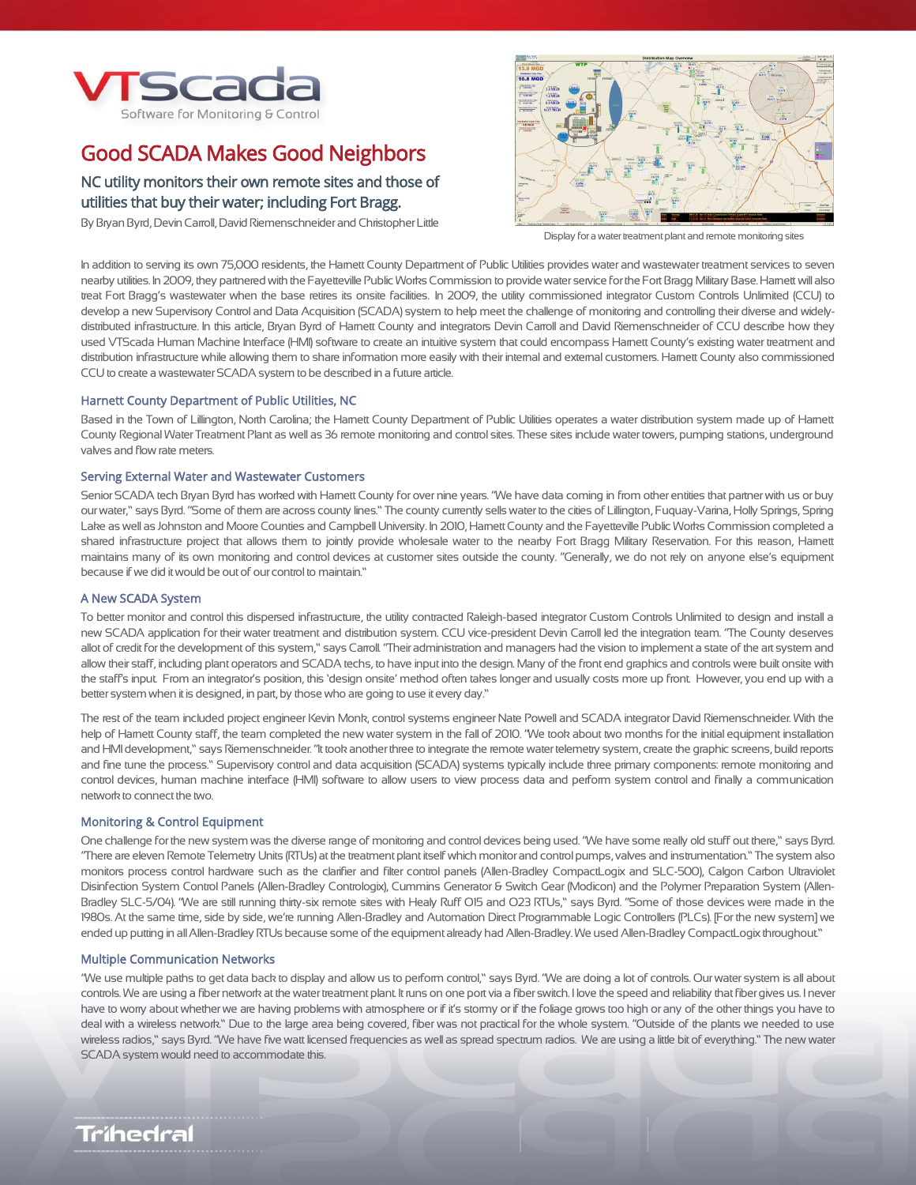VTScada
Software for Monitoring & Control

# Good SCADA Makes Good Neighbors

## NC utility monitors their own remote sites and those of utilities that buy their water; including Fort Bragg.

By Bryan Byrd, Devin Carroll, David Riemenschneider and Christopher Little

Display for a water treatment plant and remote monitoring sites

In addition to serving its own 75,000 residents, the Harnett County Department of Public Utilities provides water and wastewater treatment services to seven nearby utilities. In 2009, they partnered with the Fayetteville Public Works Commission to provide water service for the Fort Bragg Military Base. Harnett will also treat Fort Bragg's wastewater when the base retires its onsite facilities. In 2009, the utility commissioned integrator Custom Controls Unlimited (CCU) to develop a new Supervisory Control and Data Acquisition (SCADA) system to help meet the challenge of monitoring and controlling their diverse and widely-distributed infrastructure. In this article, Bryan Byrd of Harnett County and integrators Devin Carroll and David Riemenschneider of CCU describe how they used VTScada Human Machine Interface (HMI) software to create an intuitive system that could encompass Harnett County's existing water treatment and distribution infrastructure while allowing them to share information more easily with their internal and external customers. Harnett County also commissioned CCU to create a wastewater SCADA system to be described in a future article.

### Harnett County Department of Public Utilities, NC

Based in the Town of Lillington, North Carolina; the Harnett County Department of Public Utilities operates a water distribution system made up of Harnett County Regional Water Treatment Plant as well as 36 remote monitoring and control sites. These sites include water towers, pumping stations, underground valves and flow rate meters.

### Serving External Water and Wastewater Customers

Senior SCADA tech Bryan Byrd has worked with Harnett County for over nine years. "We have data coming in from other entities that partner with us or buy our water," says Byrd. "Some of them are across county lines." The county currently sells water to the cities of Lillington, Fuquay-Varina, Holly Springs, Spring Lake as well as Johnston and Moore Counties and Campbell University. In 2010, Harnett County and the Fayetteville Public Works Commission completed a shared infrastructure project that allows them to jointly provide wholesale water to the nearby Fort Bragg Military Reservation. For this reason, Harnett maintains many of its own monitoring and control devices at customer sites outside the county. "Generally, we do not rely on anyone else's equipment because if we did it would be out of our control to maintain."

### A New SCADA System

To better monitor and control this dispersed infrastructure, the utility contracted Raleigh-based integrator Custom Controls Unlimited to design and install a new SCADA application for their water treatment and distribution system. CCU vice-president Devin Carroll led the integration team. "The County deserves allot of credit for the development of this system," says Carroll. "Their administration and managers had the vision to implement a state of the art system and allow their staff, including plant operators and SCADA techs, to have input into the design. Many of the front end graphics and controls were built onsite with the staff's input. From an integrator's position, this 'design onsite' method often takes longer and usually costs more up front. However, you end up with a better system when it is designed, in part, by those who are going to use it every day."

The rest of the team included project engineer Kevin Monk, control systems engineer Nate Powell and SCADA integrator David Riemenschneider. With the help of Harnett County staff, the team completed the new water system in the fall of 2010. "We took about two months for the initial equipment installation and HMI development," says Riemenschneider. "It took another three to integrate the remote water telemetry system, create the graphic screens, build reports and fine tune the process." Supervisory control and data acquisition (SCADA) systems typically include three primary components: remote monitoring and control devices, human machine interface (HMI) software to allow users to view process data and perform system control and finally a communication network to connect the two.

### Monitoring & Control Equipment

One challenge for the new system was the diverse range of monitoring and control devices being used. "We have some really old stuff out there," says Byrd. "There are eleven Remote Telemetry Units (RTUs) at the treatment plant itself which monitor and control pumps, valves and instrumentation." The system also monitors process control hardware such as the clarifier and filter control panels (Allen-Bradley CompactLogix and SLC-500), Calgon Carbon Ultraviolet Disinfection System Control Panels (Allen-Bradley Contrologix), Cummins Generator & Switch Gear (Modicon) and the Polymer Preparation System (Allen-Bradley SLC-5/04). "We are still running thirty-six remote sites with Healy Ruff O15 and O23 RTUs," says Byrd. "Some of those devices were made in the 1980s. At the same time, side by side, we're running Allen-Bradley and Automation Direct Programmable Logic Controllers (PLCs). [For the new system] we ended up putting in all Allen-Bradley RTUs because some of the equipment already had Allen-Bradley. We used Allen-Bradley CompactLogix throughout."

### Multiple Communication Networks

"We use multiple paths to get data back to display and allow us to perform control," says Byrd. "We are doing a lot of controls. Our water system is all about controls. We are using a fiber network at the water treatment plant. It runs on one port via a fiber switch. I love the speed and reliability that fiber gives us. I never have to worry about whether we are having problems with atmosphere or if it's stormy or if the foliage grows too high or any of the other things you have to deal with a wireless network." Due to the large area being covered, fiber was not practical for the whole system. "Outside of the plants we needed to use wireless radios," says Byrd. "We have five watt licensed frequencies as well as spread spectrum radios. We are using a little bit of everything." The new water SCADA system would need to accommodate this.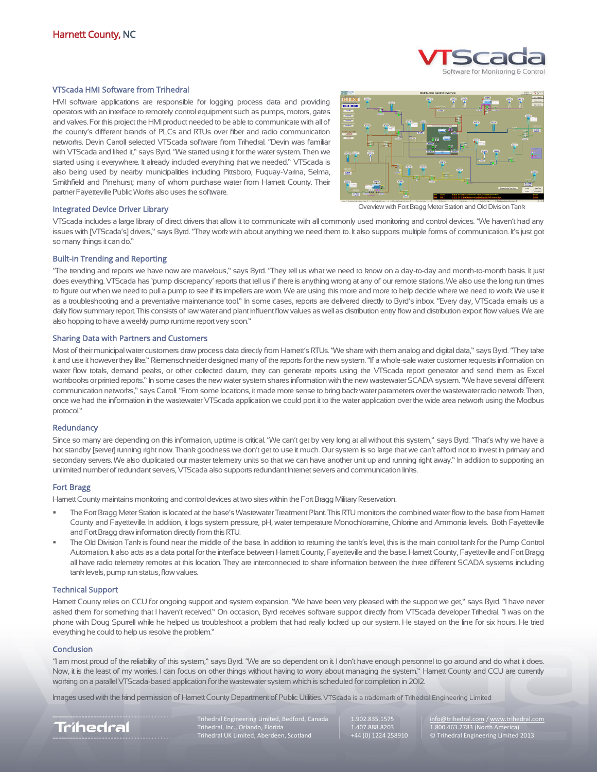Harnett County, NC

## VTScada HMI Software from Trihedral

HMI software applications are responsible for logging process data and providing operators with an interface to remotely control equipment such as pumps, motors, gates and valves. For this project the HMI product needed to be able to communicate with all of the county's different brands of PLCs and RTUs over fiber and radio communication networks. Devin Carroll selected VTScada software from Trihedral. "Devin was familiar with VTScada and liked it," says Byrd. "We started using it for the water system. Then we started using it everywhere. It already included everything that we needed." VTScada is also being used by nearby municipalities including Pittsboro, Fuquay-Varina, Selma, Smithfield and Pinehurst; many of whom purchase water from Harnett County. Their partner Fayetteville Public Works also uses the software.

Overview with Fort Bragg Meter Station and Old Division Tank

## Integrated Device Driver Library

VTScada includes a large library of direct drivers that allow it to communicate with all commonly used monitoring and control devices. "We haven't had any issues with [VTScada's] drivers," says Byrd. "They work with about anything we need them to. It also supports multiple forms of communication. It's just got so many things it can do."

## Built-in Trending and Reporting

"The trending and reports we have now are marvelous," says Byrd. "They tell us what we need to know on a day-to-day and month-to-month basis. It just does everything. VTScada has 'pump discrepancy' reports that tell us if there is anything wrong at any of our remote stations. We also use the long run times to figure out when we need to pull a pump to see if its impellers are worn. We are using this more and more to help decide where we need to work. We use it as a troubleshooting and a preventative maintenance tool." In some cases, reports are delivered directly to Byrd's inbox. "Every day, VTScada emails us a daily flow summary report. This consists of raw water and plant influent flow values as well as distribution entry flow and distribution export flow values. We are also hopping to have a weekly pump runtime report very soon."

## Sharing Data with Partners and Customers

Most of their municipal water customers draw process data directly from Harnett's RTUs. "We share with them analog and digital data," says Byrd. "They take it and use it however they like." Riemenschneider designed many of the reports for the new system. "If a whole-sale water customer requests information on water flow totals, demand peaks, or other collected datum, they can generate reports using the VTScada report generator and send them as Excel workbooks or printed reports." In some cases the new water system shares information with the new wastewater SCADA system. "We have several different communication networks," says Carroll. "From some locations, it made more sense to bring back water parameters over the wastewater radio network. Then, once we had the information in the wastewater VTScada application we could port it to the water application over the wide area network using the Modbus protocol."

## Redundancy

Since so many are depending on this information, uptime is critical. "We can't get by very long at all without this system," says Byrd. "That's why we have a hot standby [server] running right now. Thank goodness we don't get to use it much. Our system is so large that we can't afford not to invest in primary and secondary servers. We also duplicated our master telemetry units so that we can have another unit up and running right away." In addition to supporting an unlimited number of redundant servers, VTScada also supports redundant Internet servers and communication links.

## Fort Bragg

Harnett County maintains monitoring and control devices at two sites within the Fort Bragg Military Reservation.

- The Fort Bragg Meter Station is located at the base's Wastewater Treatment Plant. This RTU monitors the combined water flow to the base from Harnett County and Fayetteville. In addition, it logs system pressure, pH, water temperature Monochloramine, Chlorine and Ammonia levels. Both Fayetteville and Fort Bragg draw information directly from this RTU.
- The Old Division Tank is found near the middle of the base. In addition to returning the tank's level, this is the main control tank for the Pump Control Automation. It also acts as a data portal for the interface between Harnett County, Fayetteville and the base. Harnett County, Fayetteville and Fort Bragg all have radio telemetry remotes at this location. They are interconnected to share information between the three different SCADA systems including tank levels, pump run status, flow values.

## Technical Support

Harnett County relies on CCU for ongoing support and system expansion. "We have been very pleased with the support we get," says Byrd. "I have never asked them for something that I haven't received." On occasion, Byrd receives software support directly from VTScada developer Trihedral. "I was on the phone with Doug Spurrell while he helped us troubleshoot a problem that had really locked up our system. He stayed on the line for six hours. He tried everything he could to help us resolve the problem."

## Conclusion

"I am most proud of the reliability of this system," says Byrd. "We are so dependent on it. I don't have enough personnel to go around and do what it does. Now, it is the least of my worries. I can focus on other things without having to worry about managing the system." Harnett County and CCU are currently working on a parallel VTScada-based application for the wastewater system which is scheduled for completion in 2012.

Images used with the kind permission of Harnett County Department of Public Utilities. VTScada is a trademark of Trihedral Engineering Limited

Trihedral Engineering Limited, Bedford, Canada 1.902.835.1575
Trihedral, Inc., Orlando, Florida 1.407.888.8203
Trihedral UK Limited, Aberdeen, Scotland +44 (0) 1224 258910
info@trihedral.com / www.trihedral.com
1.800.463.2783 (North America)
© Trihedral Engineering Limited 2013